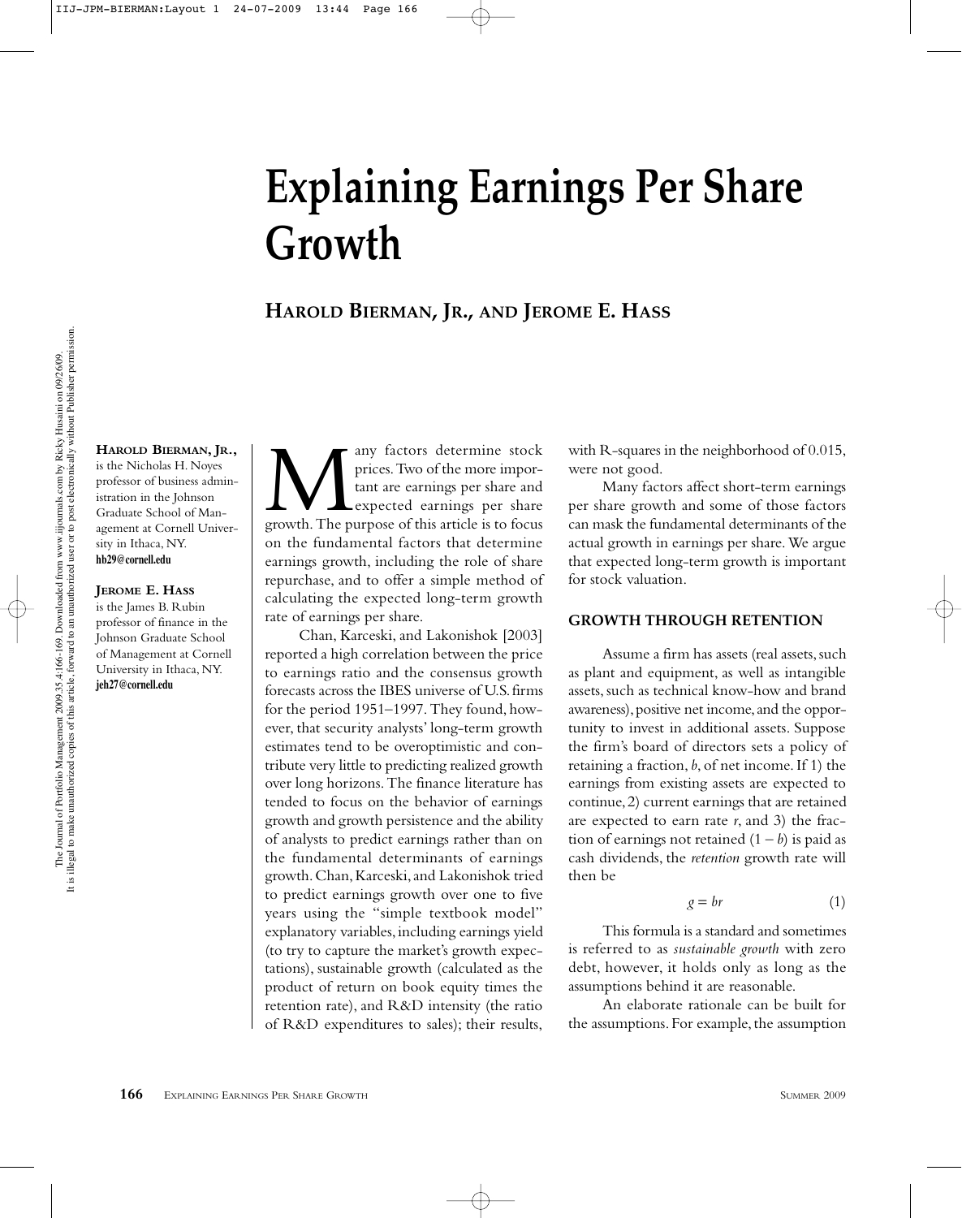# Explaining Earnings Per Share Growth

## Harold Bierman, Jr., and Jerome E. Hass

**Harold Bierman, Jr.,** is the Nicholas H. Noyes professor of business administration in the Johnson Graduate School of Management at Cornell University in Ithaca, NY.
**hb29@cornell.edu**

**Jerome E. Hass** is the James B. Rubin professor of finance in the Johnson Graduate School of Management at Cornell University in Ithaca, NY.
**jeh27@cornell.edu**

Many factors determine stock prices. Two of the more important are earnings per share and expected earnings per share growth. The purpose of this article is to focus on the fundamental factors that determine earnings growth, including the role of share repurchase, and to offer a simple method of calculating the expected long-term growth rate of earnings per share.

Chan, Karceski, and Lakonishok [2003] reported a high correlation between the price to earnings ratio and the consensus growth forecasts across the IBES universe of U.S. firms for the period 1951–1997. They found, however, that security analysts' long-term growth estimates tend to be overoptimistic and contribute very little to predicting realized growth over long horizons. The finance literature has tended to focus on the behavior of earnings growth and growth persistence and the ability of analysts to predict earnings rather than on the fundamental determinants of earnings growth. Chan, Karceski, and Lakonishok tried to predict earnings growth over one to five years using the "simple textbook model" explanatory variables, including earnings yield (to try to capture the market's growth expectations), sustainable growth (calculated as the product of return on book equity times the retention rate), and R&D intensity (the ratio of R&D expenditures to sales); their results, with R-squares in the neighborhood of 0.015, were not good.

Many factors affect short-term earnings per share growth and some of those factors can mask the fundamental determinants of the actual growth in earnings per share. We argue that expected long-term growth is important for stock valuation.

### GROWTH THROUGH RETENTION

Assume a firm has assets (real assets, such as plant and equipment, as well as intangible assets, such as technical know-how and brand awareness), positive net income, and the opportunity to invest in additional assets. Suppose the firm's board of directors sets a policy of retaining a fraction, $b$, of net income. If 1) the earnings from existing assets are expected to continue, 2) current earnings that are retained are expected to earn rate $r$, and 3) the fraction of earnings not retained $(1 - b)$ is paid as cash dividends, the *retention* growth rate will then be

$$g = br \tag{1}$$

This formula is a standard and sometimes is referred to as *sustainable growth* with zero debt, however, it holds only as long as the assumptions behind it are reasonable.

An elaborate rationale can be built for the assumptions. For example, the assumption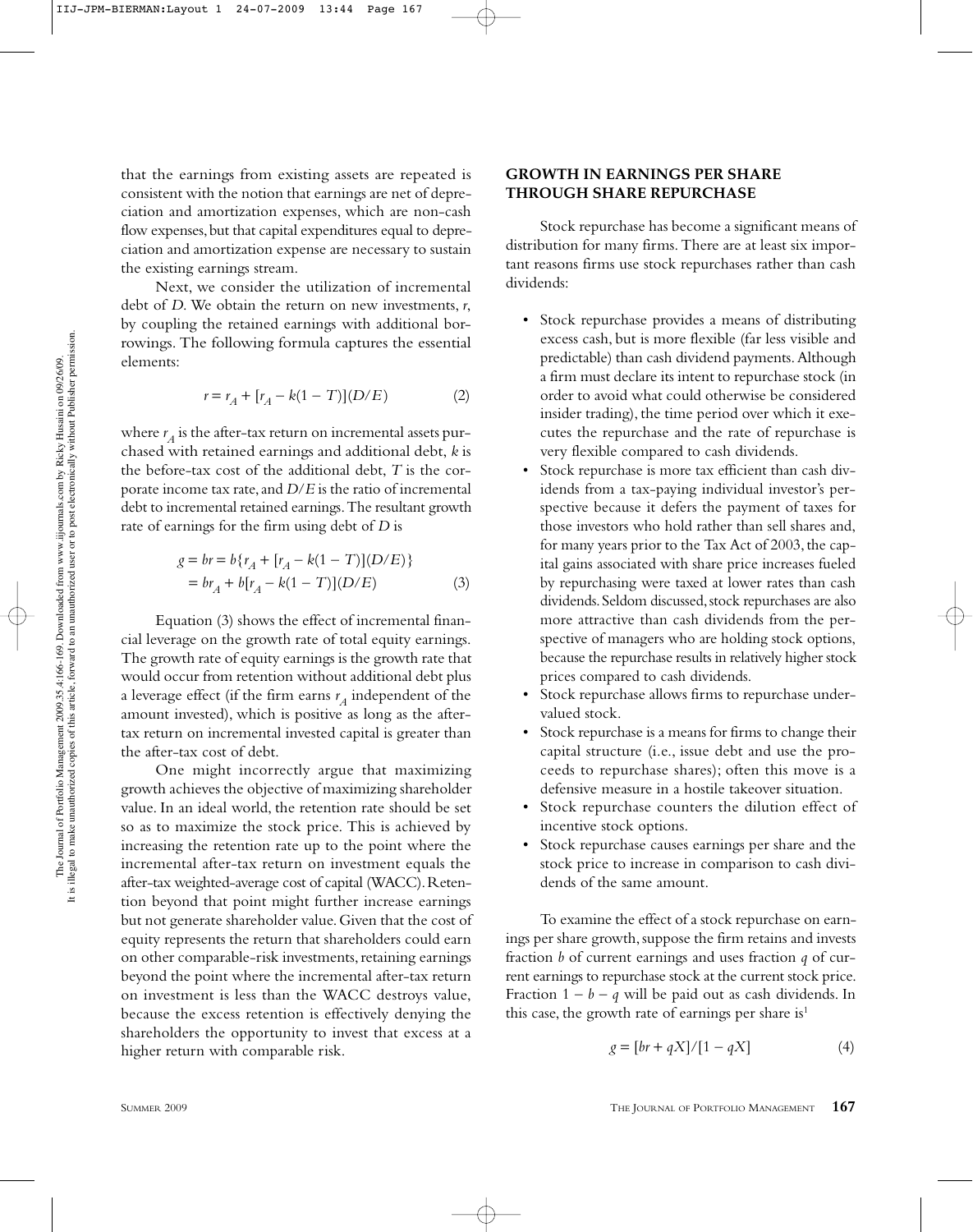that the earnings from existing assets are repeated is consistent with the notion that earnings are net of depreciation and amortization expenses, which are non-cash flow expenses, but that capital expenditures equal to depreciation and amortization expense are necessary to sustain the existing earnings stream.

Next, we consider the utilization of incremental debt of $D$. We obtain the return on new investments, $r$, by coupling the retained earnings with additional borrowings. The following formula captures the essential elements:

$$r = r_A + [r_A - k(1 - T)](D/E) \tag{2}$$

where $r_A$ is the after-tax return on incremental assets purchased with retained earnings and additional debt, $k$ is the before-tax cost of the additional debt, $T$ is the corporate income tax rate, and $D/E$ is the ratio of incremental debt to incremental retained earnings. The resultant growth rate of earnings for the firm using debt of $D$ is

$$\begin{aligned} g = br &= b\{r_A + [r_A - k(1 - T)](D/E)\} \\ &= br_A + b[r_A - k(1 - T)](D/E) \end{aligned} \tag{3}$$

Equation (3) shows the effect of incremental financial leverage on the growth rate of total equity earnings. The growth rate of equity earnings is the growth rate that would occur from retention without additional debt plus a leverage effect (if the firm earns $r_A$ independent of the amount invested), which is positive as long as the after-tax return on incremental invested capital is greater than the after-tax cost of debt.

One might incorrectly argue that maximizing growth achieves the objective of maximizing shareholder value. In an ideal world, the retention rate should be set so as to maximize the stock price. This is achieved by increasing the retention rate up to the point where the incremental after-tax return on investment equals the after-tax weighted-average cost of capital (WACC). Retention beyond that point might further increase earnings but not generate shareholder value. Given that the cost of equity represents the return that shareholders could earn on other comparable-risk investments, retaining earnings beyond the point where the incremental after-tax return on investment is less than the WACC destroys value, because the excess retention is effectively denying the shareholders the opportunity to invest that excess at a higher return with comparable risk.

## GROWTH IN EARNINGS PER SHARE THROUGH SHARE REPURCHASE

Stock repurchase has become a significant means of distribution for many firms. There are at least six important reasons firms use stock repurchases rather than cash dividends:

- Stock repurchase provides a means of distributing excess cash, but is more flexible (far less visible and predictable) than cash dividend payments. Although a firm must declare its intent to repurchase stock (in order to avoid what could otherwise be considered insider trading), the time period over which it executes the repurchase and the rate of repurchase is very flexible compared to cash dividends.
- Stock repurchase is more tax efficient than cash dividends from a tax-paying individual investor's perspective because it defers the payment of taxes for those investors who hold rather than sell shares and, for many years prior to the Tax Act of 2003, the capital gains associated with share price increases fueled by repurchasing were taxed at lower rates than cash dividends. Seldom discussed, stock repurchases are also more attractive than cash dividends from the perspective of managers who are holding stock options, because the repurchase results in relatively higher stock prices compared to cash dividends.
- Stock repurchase allows firms to repurchase undervalued stock.
- Stock repurchase is a means for firms to change their capital structure (i.e., issue debt and use the proceeds to repurchase shares); often this move is a defensive measure in a hostile takeover situation.
- Stock repurchase counters the dilution effect of incentive stock options.
- Stock repurchase causes earnings per share and the stock price to increase in comparison to cash dividends of the same amount.

To examine the effect of a stock repurchase on earnings per share growth, suppose the firm retains and invests fraction $b$ of current earnings and uses fraction $q$ of current earnings to repurchase stock at the current stock price. Fraction $1 - b - q$ will be paid out as cash dividends. In this case, the growth rate of earnings per share is[1]

$$g = [br + qX]/[1 - qX] \tag{4}$$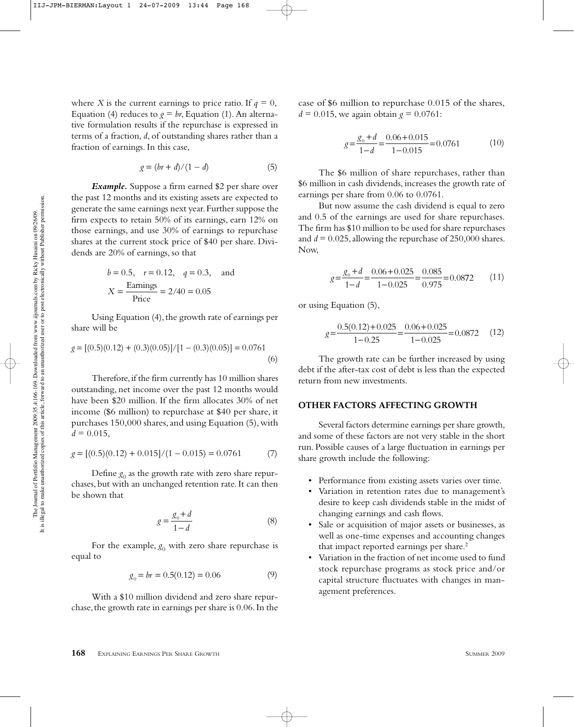where $X$ is the current earnings to price ratio. If $q = 0$, Equation (4) reduces to $g = br$, Equation (1). An alternative formulation results if the repurchase is expressed in terms of a fraction, $d$, of outstanding shares rather than a fraction of earnings. In this case,

$$g = (br + d)/(1 - d) \tag{5}$$

***Example.*** Suppose a firm earned \$2 per share over the past 12 months and its existing assets are expected to generate the same earnings next year. Further suppose the firm expects to retain 50% of its earnings, earn 12% on those earnings, and use 30% of earnings to repurchase shares at the current stock price of \$40 per share. Dividends are 20% of earnings, so that

$$b = 0.5, \quad r = 0.12, \quad q = 0.3, \quad \text{and}$$
$$X = \frac{\text{Earnings}}{\text{Price}} = 2/40 = 0.05$$

Using Equation (4), the growth rate of earnings per share will be

$$g = [(0.5)(0.12) + (0.3)(0.05)]/[1 - (0.3)(0.05)] = 0.0761 \tag{6}$$

Therefore, if the firm currently has 10 million shares outstanding, net income over the past 12 months would have been \$20 million. If the firm allocates 30% of net income (\$6 million) to repurchase at \$40 per share, it purchases 150,000 shares, and using Equation (5), with $d = 0.015$,

$$g = [(0.5)(0.12) + 0.015]/(1 - 0.015) = 0.0761 \tag{7}$$

Define $g_0$ as the growth rate with zero share repurchases, but with an unchanged retention rate. It can then be shown that

$$g = \frac{g_0 + d}{1 - d} \tag{8}$$

For the example, $g_0$ with zero share repurchase is equal to

$$g_0 = br = 0.5(0.12) = 0.06 \tag{9}$$

With a \$10 million dividend and zero share repurchase, the growth rate in earnings per share is 0.06. In the case of \$6 million to repurchase 0.015 of the shares, $d = 0.015$, we again obtain $g = 0.0761$:

$$g = \frac{g_0 + d}{1 - d} = \frac{0.06 + 0.015}{1 - 0.015} = 0.0761 \tag{10}$$

The \$6 million of share repurchases, rather than \$6 million in cash dividends, increases the growth rate of earnings per share from 0.06 to 0.0761.

But now assume the cash dividend is equal to zero and 0.5 of the earnings are used for share repurchases. The firm has \$10 million to be used for share repurchases and $d = 0.025$, allowing the repurchase of 250,000 shares. Now,

$$g = \frac{g_0 + d}{1 - d} = \frac{0.06 + 0.025}{1 - 0.025} = \frac{0.085}{0.975} = 0.0872 \tag{11}$$

or using Equation (5),

$$g = \frac{0.5(0.12) + 0.025}{1 - 0.25} = \frac{0.06 + 0.025}{1 - 0.025} = 0.0872 \tag{12}$$

The growth rate can be further increased by using debt if the after-tax cost of debt is less than the expected return from new investments.

## OTHER FACTORS AFFECTING GROWTH

Several factors determine earnings per share growth, and some of these factors are not very stable in the short run. Possible causes of a large fluctuation in earnings per share growth include the following:

- Performance from existing assets varies over time.
- Variation in retention rates due to management's desire to keep cash dividends stable in the midst of changing earnings and cash flows.
- Sale or acquisition of major assets or businesses, as well as one-time expenses and accounting changes that impact reported earnings per share.[2]
- Variation in the fraction of net income used to fund stock repurchase programs as stock price and/or capital structure fluctuates with changes in management preferences.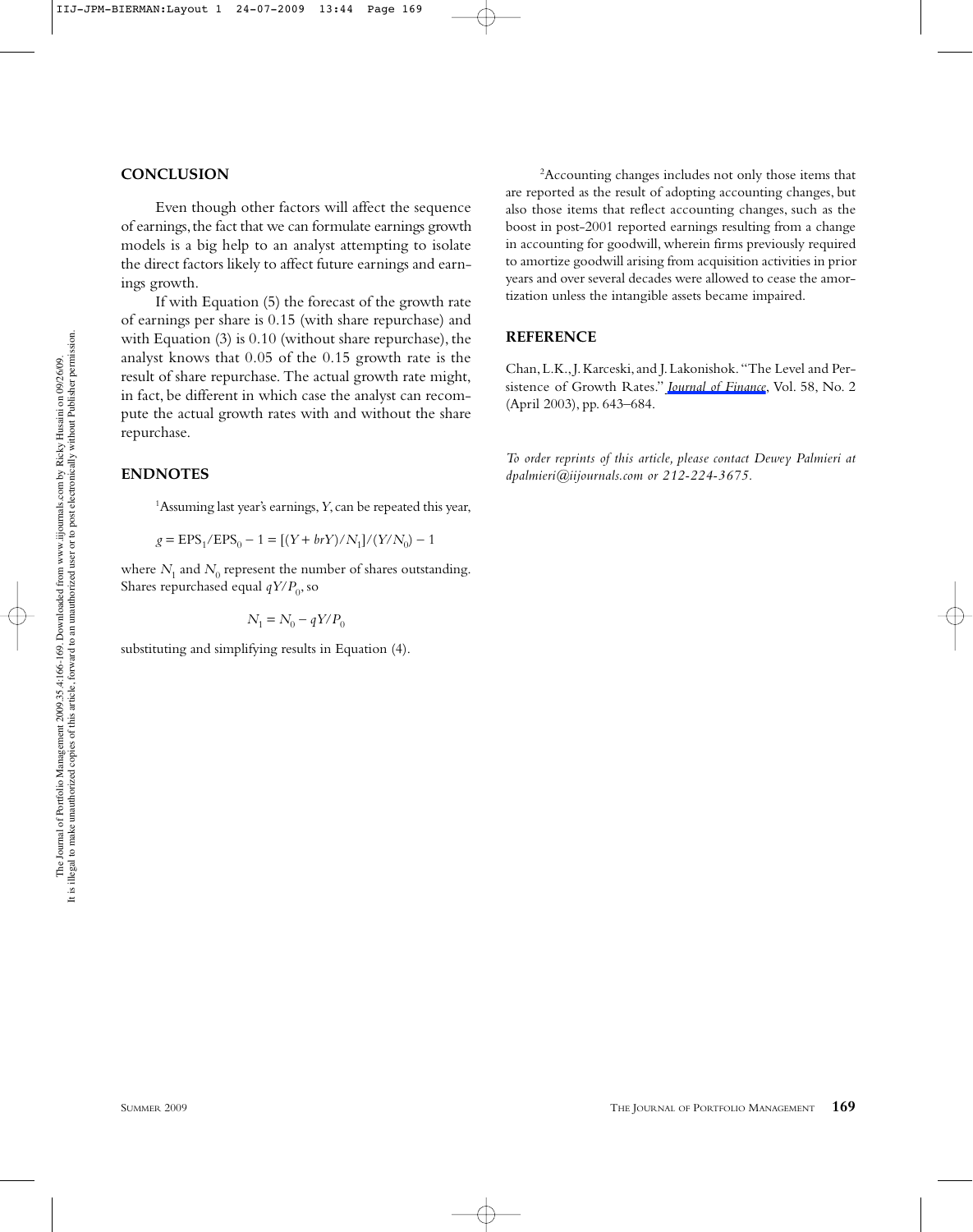## CONCLUSION

Even though other factors will affect the sequence of earnings, the fact that we can formulate earnings growth models is a big help to an analyst attempting to isolate the direct factors likely to affect future earnings and earnings growth.

If with Equation (5) the forecast of the growth rate of earnings per share is 0.15 (with share repurchase) and with Equation (3) is 0.10 (without share repurchase), the analyst knows that 0.05 of the 0.15 growth rate is the result of share repurchase. The actual growth rate might, in fact, be different in which case the analyst can recompute the actual growth rates with and without the share repurchase.

## ENDNOTES

[1]Assuming last year's earnings, $Y$, can be repeated this year,

$$g = \text{EPS}_1/\text{EPS}_0 - 1 = [(Y + brY)/N_1]/(Y/N_0) - 1$$

where $N_1$ and $N_0$ represent the number of shares outstanding. Shares repurchased equal $qY/P_0$, so

$$N_1 = N_0 - qY/P_0$$

substituting and simplifying results in Equation (4).

[2]Accounting changes includes not only those items that are reported as the result of adopting accounting changes, but also those items that reflect accounting changes, such as the boost in post-2001 reported earnings resulting from a change in accounting for goodwill, wherein firms previously required to amortize goodwill arising from acquisition activities in prior years and over several decades were allowed to cease the amortization unless the intangible assets became impaired.

## REFERENCE

Chan, L.K., J. Karceski, and J. Lakonishok. "The Level and Persistence of Growth Rates." *Journal of Finance*, Vol. 58, No. 2 (April 2003), pp. 643–684.

*To order reprints of this article, please contact Dewey Palmieri at dpalmieri@iijournals.com or 212-224-3675.*